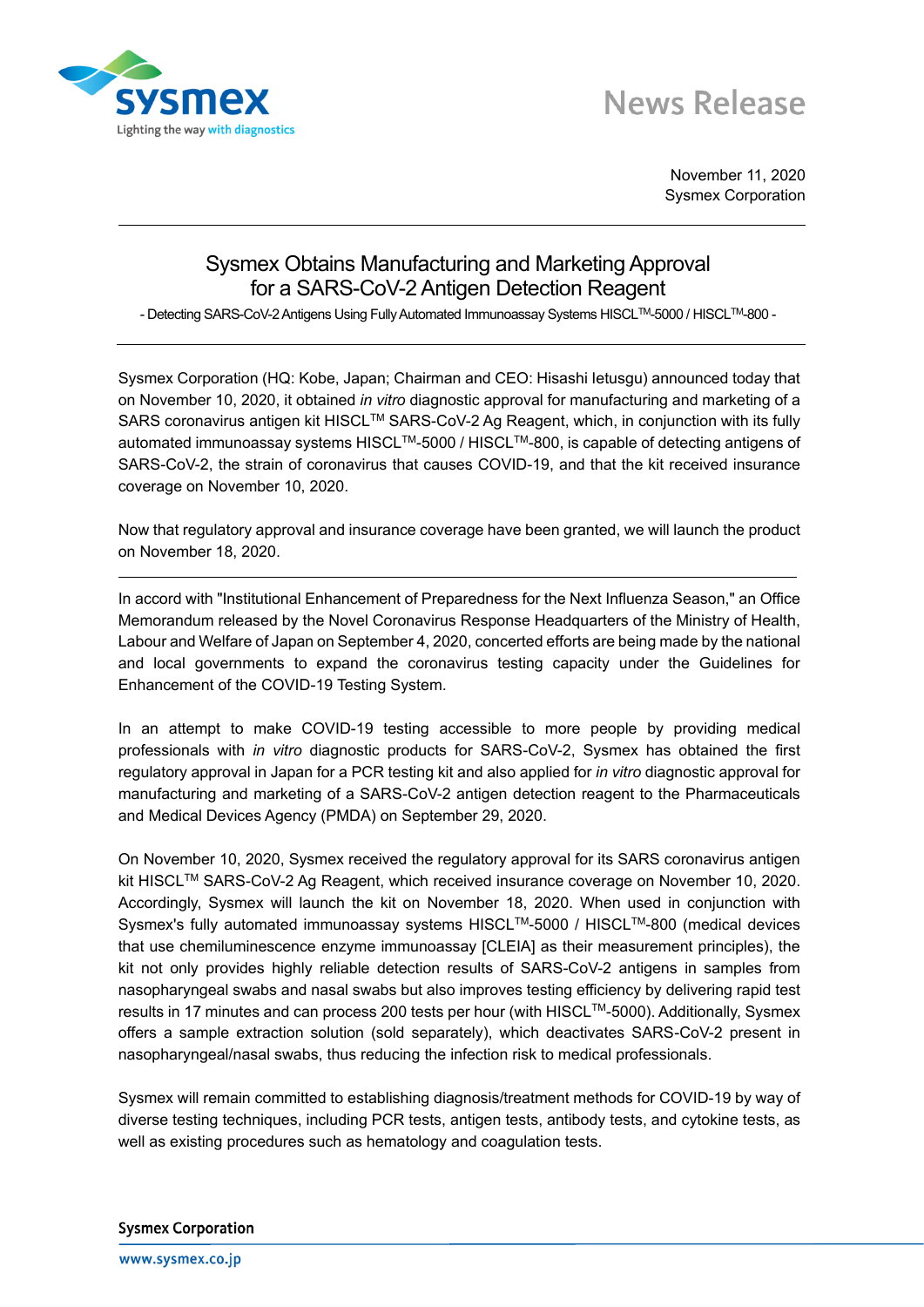News Release

November 11, 2020
Sysmex Corporation

# Sysmex Obtains Manufacturing and Marketing Approval for a SARS-CoV-2 Antigen Detection Reagent

- Detecting SARS-CoV-2 Antigens Using Fully Automated Immunoassay Systems HISCL™-5000 / HISCL™-800 -

Sysmex Corporation (HQ: Kobe, Japan; Chairman and CEO: Hisashi Ietsugu) announced today that on November 10, 2020, it obtained *in vitro* diagnostic approval for manufacturing and marketing of a SARS coronavirus antigen kit HISCL™ SARS-CoV-2 Ag Reagent, which, in conjunction with its fully automated immunoassay systems HISCL™-5000 / HISCL™-800, is capable of detecting antigens of SARS-CoV-2, the strain of coronavirus that causes COVID-19, and that the kit received insurance coverage on November 10, 2020.

Now that regulatory approval and insurance coverage have been granted, we will launch the product on November 18, 2020.

---

In accord with "Institutional Enhancement of Preparedness for the Next Influenza Season," an Office Memorandum released by the Novel Coronavirus Response Headquarters of the Ministry of Health, Labour and Welfare of Japan on September 4, 2020, concerted efforts are being made by the national and local governments to expand the coronavirus testing capacity under the Guidelines for Enhancement of the COVID-19 Testing System.

In an attempt to make COVID-19 testing accessible to more people by providing medical professionals with *in vitro* diagnostic products for SARS-CoV-2, Sysmex has obtained the first regulatory approval in Japan for a PCR testing kit and also applied for *in vitro* diagnostic approval for manufacturing and marketing of a SARS-CoV-2 antigen detection reagent to the Pharmaceuticals and Medical Devices Agency (PMDA) on September 29, 2020.

On November 10, 2020, Sysmex received the regulatory approval for its SARS coronavirus antigen kit HISCL™ SARS-CoV-2 Ag Reagent, which received insurance coverage on November 10, 2020. Accordingly, Sysmex will launch the kit on November 18, 2020. When used in conjunction with Sysmex's fully automated immunoassay systems HISCL™-5000 / HISCL™-800 (medical devices that use chemiluminescence enzyme immunoassay [CLEIA] as their measurement principles), the kit not only provides highly reliable detection results of SARS-CoV-2 antigens in samples from nasopharyngeal swabs and nasal swabs but also improves testing efficiency by delivering rapid test results in 17 minutes and can process 200 tests per hour (with HISCL™-5000). Additionally, Sysmex offers a sample extraction solution (sold separately), which deactivates SARS-CoV-2 present in nasopharyngeal/nasal swabs, thus reducing the infection risk to medical professionals.

Sysmex will remain committed to establishing diagnosis/treatment methods for COVID-19 by way of diverse testing techniques, including PCR tests, antigen tests, antibody tests, and cytokine tests, as well as existing procedures such as hematology and coagulation tests.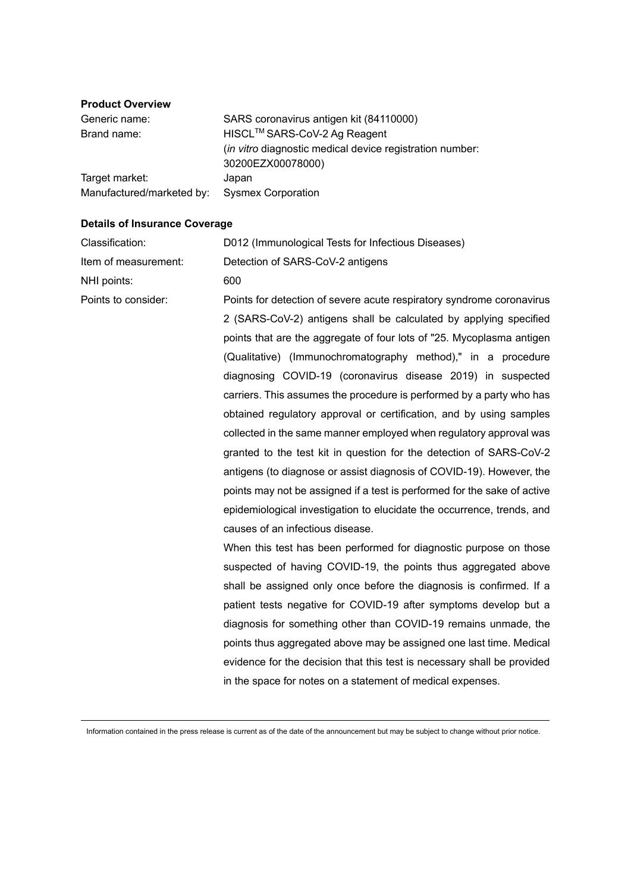**Product Overview**

| | |
|---|---|
| Generic name: | SARS coronavirus antigen kit (84110000) |
| Brand name: | HISCL™ SARS-CoV-2 Ag Reagent (*in vitro* diagnostic medical device registration number: 30200EZX00078000) |
| Target market: | Japan |
| Manufactured/marketed by: | Sysmex Corporation |

**Details of Insurance Coverage**

| | |
|---|---|
| Classification: | D012 (Immunological Tests for Infectious Diseases) |
| Item of measurement: | Detection of SARS-CoV-2 antigens |
| NHI points: | 600 |
| Points to consider: | Points for detection of severe acute respiratory syndrome coronavirus 2 (SARS-CoV-2) antigens shall be calculated by applying specified points that are the aggregate of four lots of "25. Mycoplasma antigen (Qualitative) (Immunochromatography method)," in a procedure diagnosing COVID-19 (coronavirus disease 2019) in suspected carriers. This assumes the procedure is performed by a party who has obtained regulatory approval or certification, and by using samples collected in the same manner employed when regulatory approval was granted to the test kit in question for the detection of SARS-CoV-2 antigens (to diagnose or assist diagnosis of COVID-19). However, the points may not be assigned if a test is performed for the sake of active epidemiological investigation to elucidate the occurrence, trends, and causes of an infectious disease. When this test has been performed for diagnostic purpose on those suspected of having COVID-19, the points thus aggregated above shall be assigned only once before the diagnosis is confirmed. If a patient tests negative for COVID-19 after symptoms develop but a diagnosis for something other than COVID-19 remains unmade, the points thus aggregated above may be assigned one last time. Medical evidence for the decision that this test is necessary shall be provided in the space for notes on a statement of medical expenses. |

Information contained in the press release is current as of the date of the announcement but may be subject to change without prior notice.